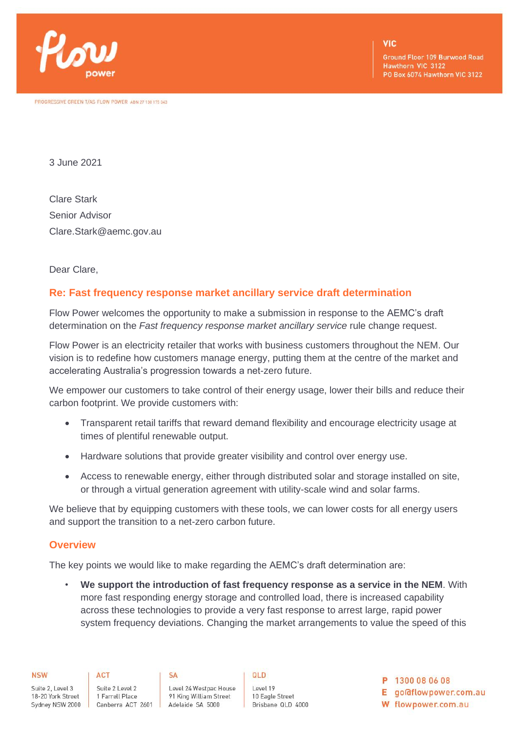3 June 2021

Clare Stark
Senior Advisor
Clare.Stark@aemc.gov.au

Dear Clare,

## Re: Fast frequency response market ancillary service draft determination

Flow Power welcomes the opportunity to make a submission in response to the AEMC's draft determination on the *Fast frequency response market ancillary service* rule change request.

Flow Power is an electricity retailer that works with business customers throughout the NEM. Our vision is to redefine how customers manage energy, putting them at the centre of the market and accelerating Australia's progression towards a net-zero future.

We empower our customers to take control of their energy usage, lower their bills and reduce their carbon footprint. We provide customers with:

- Transparent retail tariffs that reward demand flexibility and encourage electricity usage at times of plentiful renewable output.
- Hardware solutions that provide greater visibility and control over energy use.
- Access to renewable energy, either through distributed solar and storage installed on site, or through a virtual generation agreement with utility-scale wind and solar farms.

We believe that by equipping customers with these tools, we can lower costs for all energy users and support the transition to a net-zero carbon future.

## Overview

The key points we would like to make regarding the AEMC's draft determination are:

- **We support the introduction of fast frequency response as a service in the NEM**. With more fast responding energy storage and controlled load, there is increased capability across these technologies to provide a very fast response to arrest large, rapid power system frequency deviations. Changing the market arrangements to value the speed of this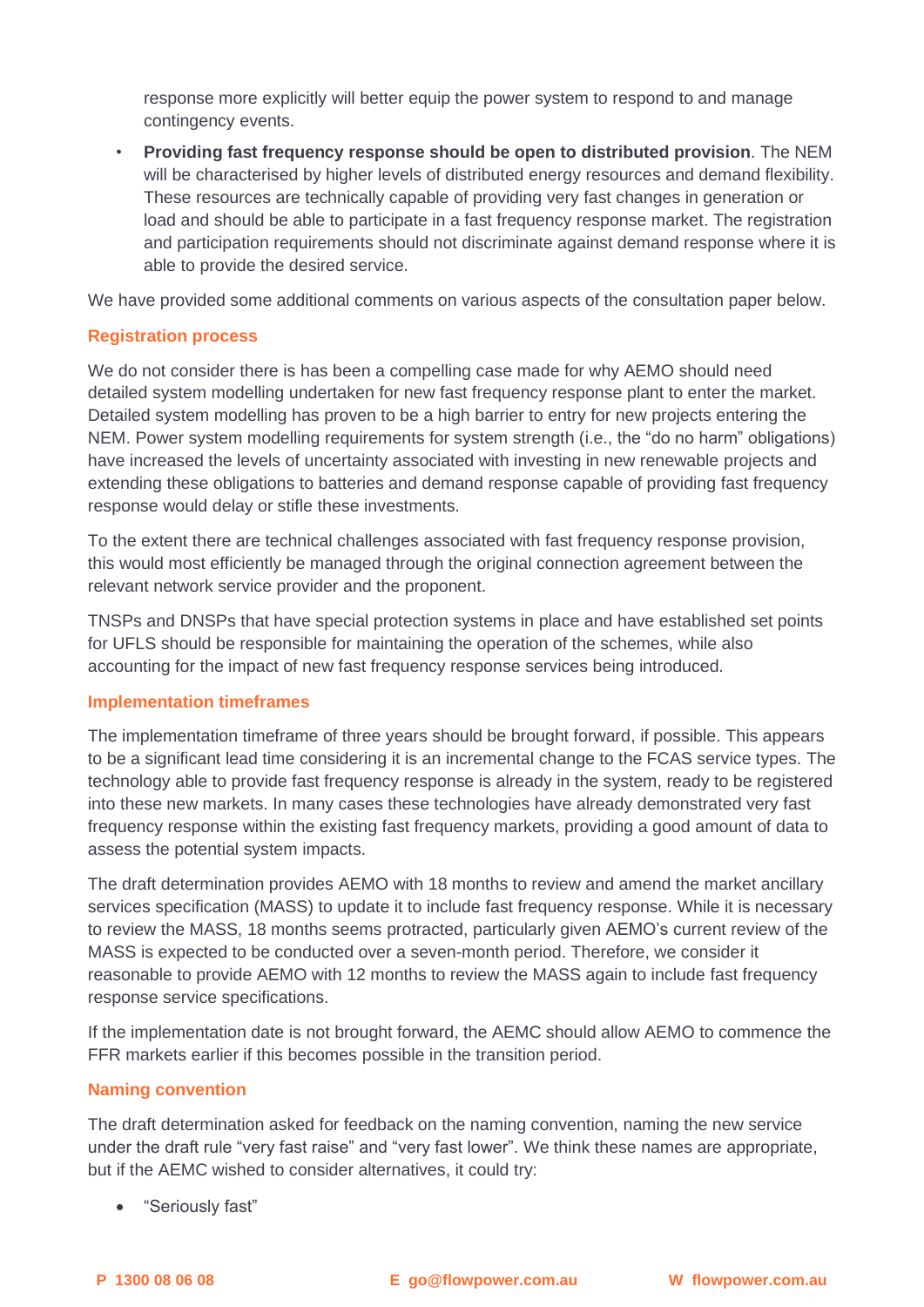response more explicitly will better equip the power system to respond to and manage contingency events.

- **Providing fast frequency response should be open to distributed provision**. The NEM will be characterised by higher levels of distributed energy resources and demand flexibility. These resources are technically capable of providing very fast changes in generation or load and should be able to participate in a fast frequency response market. The registration and participation requirements should not discriminate against demand response where it is able to provide the desired service.

We have provided some additional comments on various aspects of the consultation paper below.

### Registration process

We do not consider there is has been a compelling case made for why AEMO should need detailed system modelling undertaken for new fast frequency response plant to enter the market. Detailed system modelling has proven to be a high barrier to entry for new projects entering the NEM. Power system modelling requirements for system strength (i.e., the "do no harm" obligations) have increased the levels of uncertainty associated with investing in new renewable projects and extending these obligations to batteries and demand response capable of providing fast frequency response would delay or stifle these investments.

To the extent there are technical challenges associated with fast frequency response provision, this would most efficiently be managed through the original connection agreement between the relevant network service provider and the proponent.

TNSPs and DNSPs that have special protection systems in place and have established set points for UFLS should be responsible for maintaining the operation of the schemes, while also accounting for the impact of new fast frequency response services being introduced.

### Implementation timeframes

The implementation timeframe of three years should be brought forward, if possible. This appears to be a significant lead time considering it is an incremental change to the FCAS service types. The technology able to provide fast frequency response is already in the system, ready to be registered into these new markets. In many cases these technologies have already demonstrated very fast frequency response within the existing fast frequency markets, providing a good amount of data to assess the potential system impacts.

The draft determination provides AEMO with 18 months to review and amend the market ancillary services specification (MASS) to update it to include fast frequency response. While it is necessary to review the MASS, 18 months seems protracted, particularly given AEMO's current review of the MASS is expected to be conducted over a seven-month period. Therefore, we consider it reasonable to provide AEMO with 12 months to review the MASS again to include fast frequency response service specifications.

If the implementation date is not brought forward, the AEMC should allow AEMO to commence the FFR markets earlier if this becomes possible in the transition period.

### Naming convention

The draft determination asked for feedback on the naming convention, naming the new service under the draft rule "very fast raise" and "very fast lower". We think these names are appropriate, but if the AEMC wished to consider alternatives, it could try:

- "Seriously fast"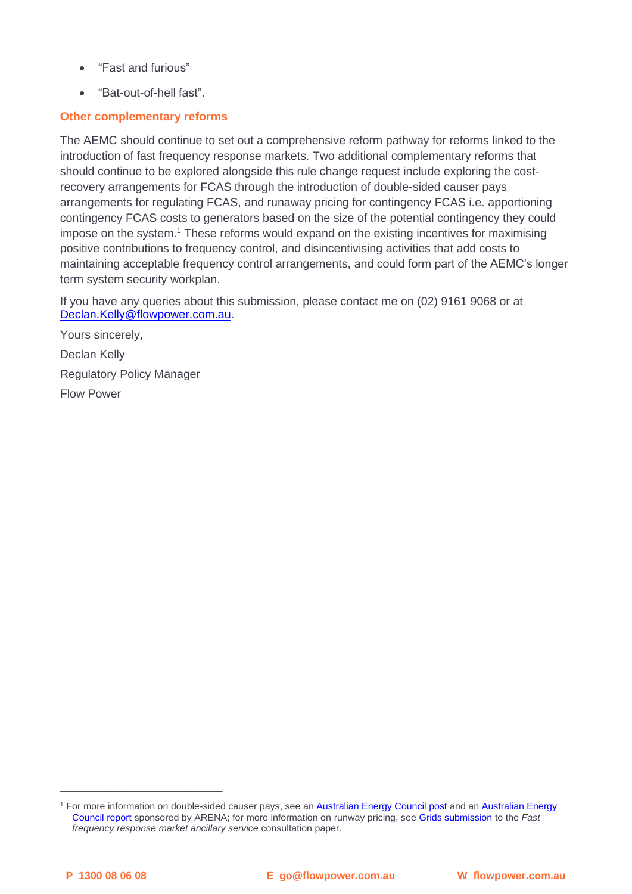- “Fast and furious”
- “Bat-out-of-hell fast”.

### Other complementary reforms

The AEMC should continue to set out a comprehensive reform pathway for reforms linked to the introduction of fast frequency response markets. Two additional complementary reforms that should continue to be explored alongside this rule change request include exploring the cost-recovery arrangements for FCAS through the introduction of double-sided causer pays arrangements for regulating FCAS, and runaway pricing for contingency FCAS i.e. apportioning contingency FCAS costs to generators based on the size of the potential contingency they could impose on the system.[1] These reforms would expand on the existing incentives for maximising positive contributions to frequency control, and disincentivising activities that add costs to maintaining acceptable frequency control arrangements, and could form part of the AEMC’s longer term system security workplan.

If you have any queries about this submission, please contact me on (02) 9161 9068 or at Declan.Kelly@flowpower.com.au.

Yours sincerely,

Declan Kelly

Regulatory Policy Manager

Flow Power

---

[1] For more information on double-sided causer pays, see an Australian Energy Council post and an Australian Energy Council report sponsored by ARENA; for more information on runway pricing, see Grids submission to the *Fast frequency response market ancillary service* consultation paper.